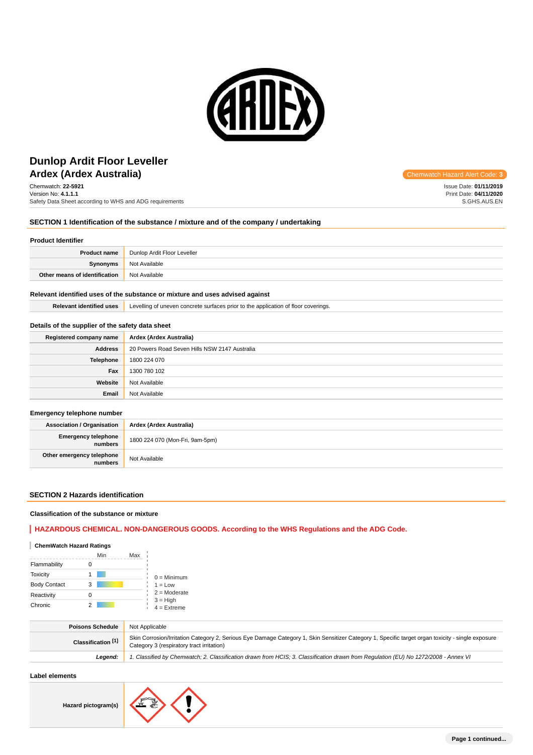# Dunlop Ardit Floor Leveller

## Ardex (Ardex Australia)

Chemwatch: **22-5921**
Version No: **4.1.1.1**
Safety Data Sheet according to WHS and ADG requirements

Chemwatch Hazard Alert Code: **3**

Issue Date: **01/11/2019**
Print Date: **04/11/2020**
S.GHS.AUS.EN

## SECTION 1 Identification of the substance / mixture and of the company / undertaking

### Product Identifier

| | |
|---|---|
| **Product name** | Dunlop Ardit Floor Leveller |
| **Synonyms** | Not Available |
| **Other means of identification** | Not Available |

### Relevant identified uses of the substance or mixture and uses advised against

| | |
|---|---|
| **Relevant identified uses** | Levelling of uneven concrete surfaces prior to the application of floor coverings. |

### Details of the supplier of the safety data sheet

| | |
|---|---|
| **Registered company name** | Ardex (Ardex Australia) |
| **Address** | 20 Powers Road Seven Hills NSW 2147 Australia |
| **Telephone** | 1800 224 070 |
| **Fax** | 1300 780 102 |
| **Website** | Not Available |
| **Email** | Not Available |

### Emergency telephone number

| | |
|---|---|
| **Association / Organisation** | Ardex (Ardex Australia) |
| **Emergency telephone numbers** | 1800 224 070 (Mon-Fri, 9am-5pm) |
| **Other emergency telephone numbers** | Not Available |

## SECTION 2 Hazards identification

### Classification of the substance or mixture

**HAZARDOUS CHEMICAL. NON-DANGEROUS GOODS. According to the WHS Regulations and the ADG Code.**

**ChemWatch Hazard Ratings**

| | Min/Max |
|---|---|
| Flammability | 0 |
| Toxicity | 1 |
| Body Contact | 3 |
| Reactivity | 0 |
| Chronic | 2 |

0 = Minimum
1 = Low
2 = Moderate
3 = High
4 = Extreme

| | |
|---|---|
| **Poisons Schedule** | Not Applicable |
| **Classification [1]** | Skin Corrosion/Irritation Category 2, Serious Eye Damage Category 1, Skin Sensitizer Category 1, Specific target organ toxicity - single exposure Category 3 (respiratory tract irritation) |
| ***Legend:*** | *1. Classified by Chemwatch; 2. Classification drawn from HCIS; 3. Classification drawn from Regulation (EU) No 1272/2008 - Annex VI* |

### Label elements

| | |
|---|---|
| **Hazard pictogram(s)** | |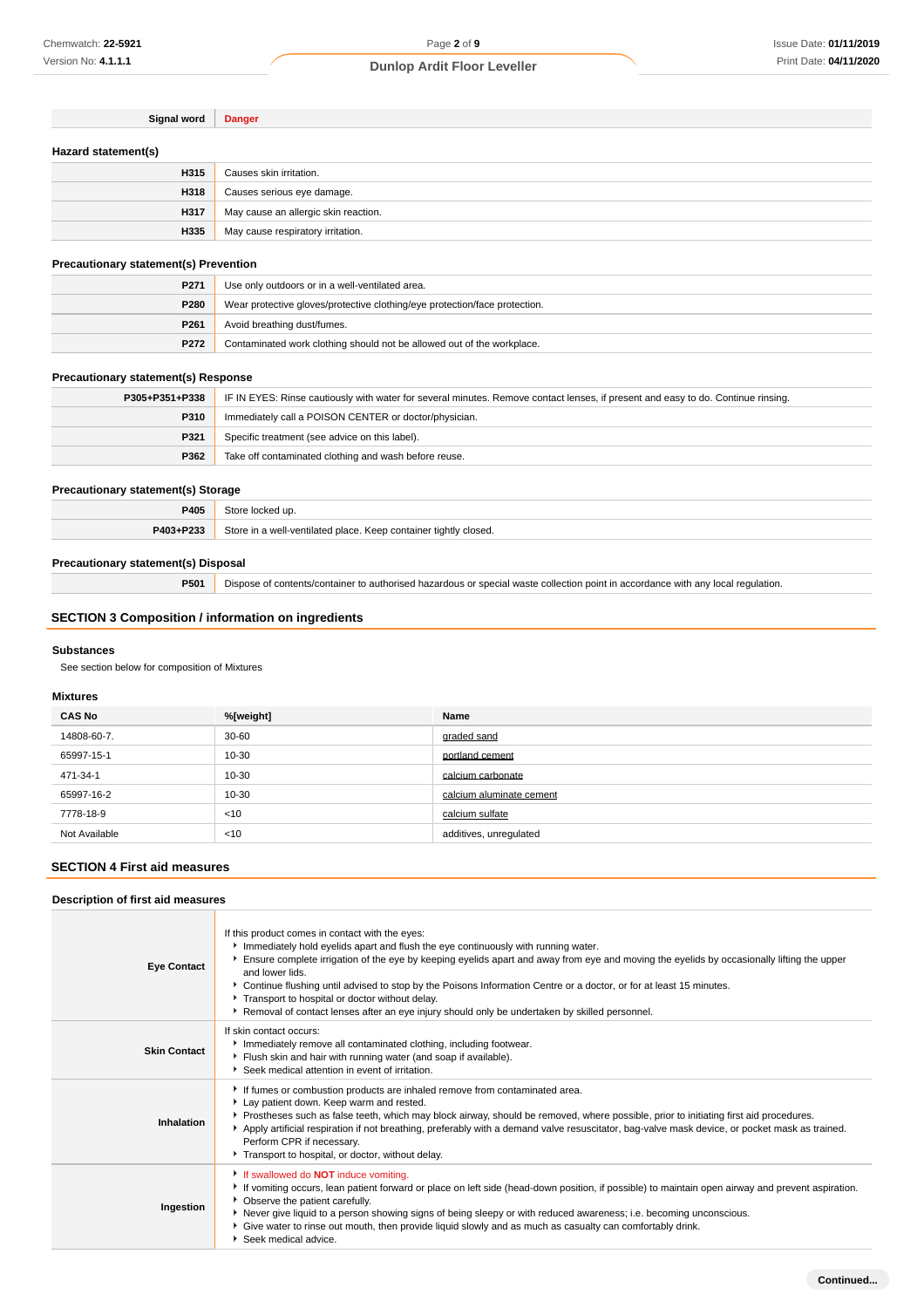| Signal word | Danger |
|---|---|

### Hazard statement(s)

| | |
|---|---|
| **H315** | Causes skin irritation. |
| **H318** | Causes serious eye damage. |
| **H317** | May cause an allergic skin reaction. |
| **H335** | May cause respiratory irritation. |

### Precautionary statement(s) Prevention

| | |
|---|---|
| **P271** | Use only outdoors or in a well-ventilated area. |
| **P280** | Wear protective gloves/protective clothing/eye protection/face protection. |
| **P261** | Avoid breathing dust/fumes. |
| **P272** | Contaminated work clothing should not be allowed out of the workplace. |

### Precautionary statement(s) Response

| | |
|---|---|
| **P305+P351+P338** | IF IN EYES: Rinse cautiously with water for several minutes. Remove contact lenses, if present and easy to do. Continue rinsing. |
| **P310** | Immediately call a POISON CENTER or doctor/physician. |
| **P321** | Specific treatment (see advice on this label). |
| **P362** | Take off contaminated clothing and wash before reuse. |

### Precautionary statement(s) Storage

| | |
|---|---|
| **P405** | Store locked up. |
| **P403+P233** | Store in a well-ventilated place. Keep container tightly closed. |

### Precautionary statement(s) Disposal

| | |
|---|---|
| **P501** | Dispose of contents/container to authorised hazardous or special waste collection point in accordance with any local regulation. |

## SECTION 3 Composition / information on ingredients

### Substances

See section below for composition of Mixtures

### Mixtures

| CAS No | %[weight] | Name |
|---|---|---|
| 14808-60-7. | 30-60 | graded sand |
| 65997-15-1 | 10-30 | portland cement |
| 471-34-1 | 10-30 | calcium carbonate |
| 65997-16-2 | 10-30 | calcium aluminate cement |
| 7778-18-9 | <10 | calcium sulfate |
| Not Available | <10 | additives, unregulated |

## SECTION 4 First aid measures

### Description of first aid measures

| | |
|---|---|
| **Eye Contact** | If this product comes in contact with the eyes:<br>- Immediately hold eyelids apart and flush the eye continuously with running water.<br>- Ensure complete irrigation of the eye by keeping eyelids apart and away from eye and moving the eyelids by occasionally lifting the upper and lower lids.<br>- Continue flushing until advised to stop by the Poisons Information Centre or a doctor, or for at least 15 minutes.<br>- Transport to hospital or doctor without delay.<br>- Removal of contact lenses after an eye injury should only be undertaken by skilled personnel. |
| **Skin Contact** | If skin contact occurs:<br>- Immediately remove all contaminated clothing, including footwear.<br>- Flush skin and hair with running water (and soap if available).<br>- Seek medical attention in event of irritation. |
| **Inhalation** | - If fumes or combustion products are inhaled remove from contaminated area.<br>- Lay patient down. Keep warm and rested.<br>- Prostheses such as false teeth, which may block airway, should be removed, where possible, prior to initiating first aid procedures.<br>- Apply artificial respiration if not breathing, preferably with a demand valve resuscitator, bag-valve mask device, or pocket mask as trained. Perform CPR if necessary.<br>- Transport to hospital, or doctor, without delay. |
| **Ingestion** | - If swallowed do **NOT** induce vomiting.<br>- If vomiting occurs, lean patient forward or place on left side (head-down position, if possible) to maintain open airway and prevent aspiration.<br>- Observe the patient carefully.<br>- Never give liquid to a person showing signs of being sleepy or with reduced awareness; i.e. becoming unconscious.<br>- Give water to rinse out mouth, then provide liquid slowly and as much as casualty can comfortably drink.<br>- Seek medical advice. |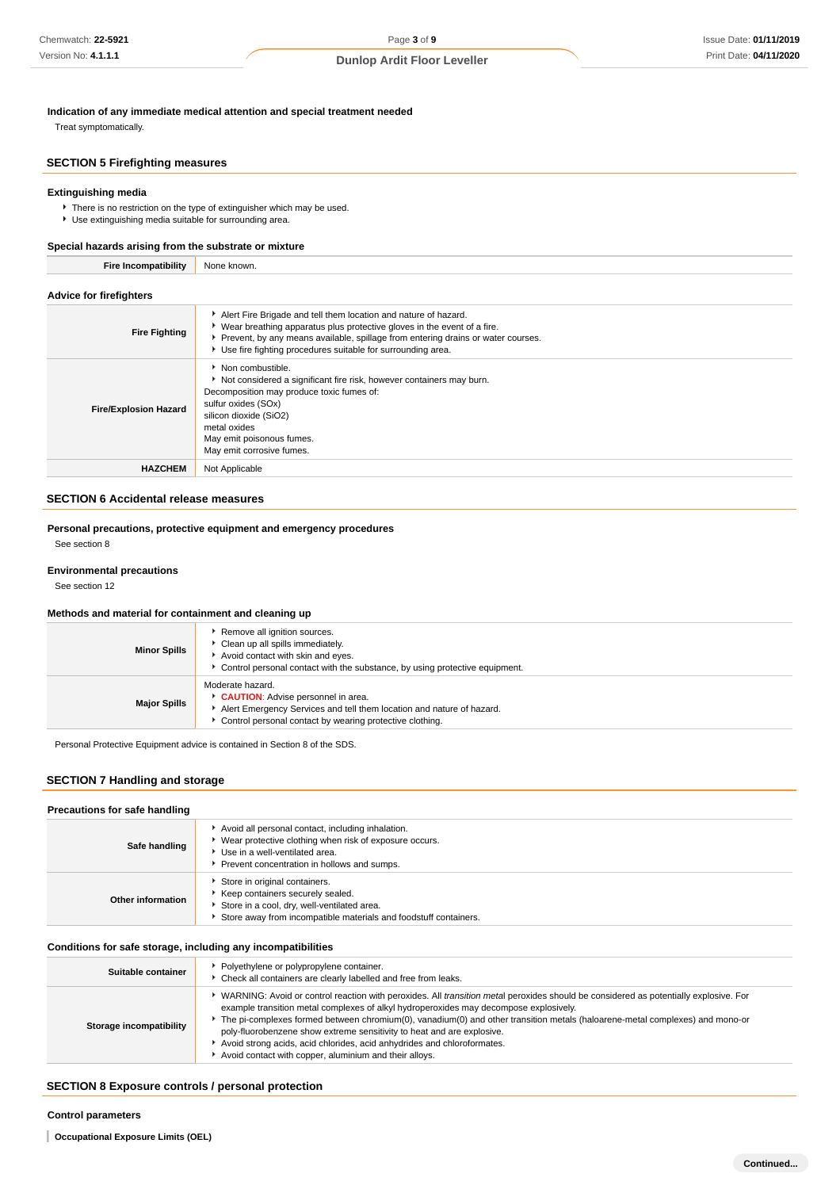### Indication of any immediate medical attention and special treatment needed

Treat symptomatically.

## SECTION 5 Firefighting measures

### Extinguishing media

- There is no restriction on the type of extinguisher which may be used.
- Use extinguishing media suitable for surrounding area.

### Special hazards arising from the substrate or mixture

| | |
|---|---|
| **Fire Incompatibility** | None known. |

### Advice for firefighters

| | |
|---|---|
| **Fire Fighting** | ▸ Alert Fire Brigade and tell them location and nature of hazard.<br>▸ Wear breathing apparatus plus protective gloves in the event of a fire.<br>▸ Prevent, by any means available, spillage from entering drains or water courses.<br>▸ Use fire fighting procedures suitable for surrounding area. |
| **Fire/Explosion Hazard** | ▸ Non combustible.<br>▸ Not considered a significant fire risk, however containers may burn.<br>Decomposition may produce toxic fumes of:<br>sulfur oxides (SOx)<br>silicon dioxide ($SiO_2$)<br>metal oxides<br>May emit poisonous fumes.<br>May emit corrosive fumes. |
| **HAZCHEM** | Not Applicable |

## SECTION 6 Accidental release measures

### Personal precautions, protective equipment and emergency procedures

See section 8

### Environmental precautions

See section 12

### Methods and material for containment and cleaning up

| | |
|---|---|
| **Minor Spills** | ▸ Remove all ignition sources.<br>▸ Clean up all spills immediately.<br>▸ Avoid contact with skin and eyes.<br>▸ Control personal contact with the substance, by using protective equipment. |
| **Major Spills** | Moderate hazard.<br>▸ **CAUTION**: Advise personnel in area.<br>▸ Alert Emergency Services and tell them location and nature of hazard.<br>▸ Control personal contact by wearing protective clothing. |

Personal Protective Equipment advice is contained in Section 8 of the SDS.

## SECTION 7 Handling and storage

### Precautions for safe handling

| | |
|---|---|
| **Safe handling** | ▸ Avoid all personal contact, including inhalation.<br>▸ Wear protective clothing when risk of exposure occurs.<br>▸ Use in a well-ventilated area.<br>▸ Prevent concentration in hollows and sumps. |
| **Other information** | ▸ Store in original containers.<br>▸ Keep containers securely sealed.<br>▸ Store in a cool, dry, well-ventilated area.<br>▸ Store away from incompatible materials and foodstuff containers. |

### Conditions for safe storage, including any incompatibilities

| | |
|---|---|
| **Suitable container** | ▸ Polyethylene or polypropylene container.<br>▸ Check all containers are clearly labelled and free from leaks. |
| **Storage incompatibility** | ▸ WARNING: Avoid or control reaction with peroxides. All *transition metal* peroxides should be considered as potentially explosive. For example transition metal complexes of alkyl hydroperoxides may decompose explosively.<br>▸ The pi-complexes formed between chromium(0), vanadium(0) and other transition metals (haloarene-metal complexes) and mono-or poly-fluorobenzene show extreme sensitivity to heat and are explosive.<br>▸ Avoid strong acids, acid chlorides, acid anhydrides and chloroformates.<br>▸ Avoid contact with copper, aluminium and their alloys. |

## SECTION 8 Exposure controls / personal protection

### Control parameters

**Occupational Exposure Limits (OEL)**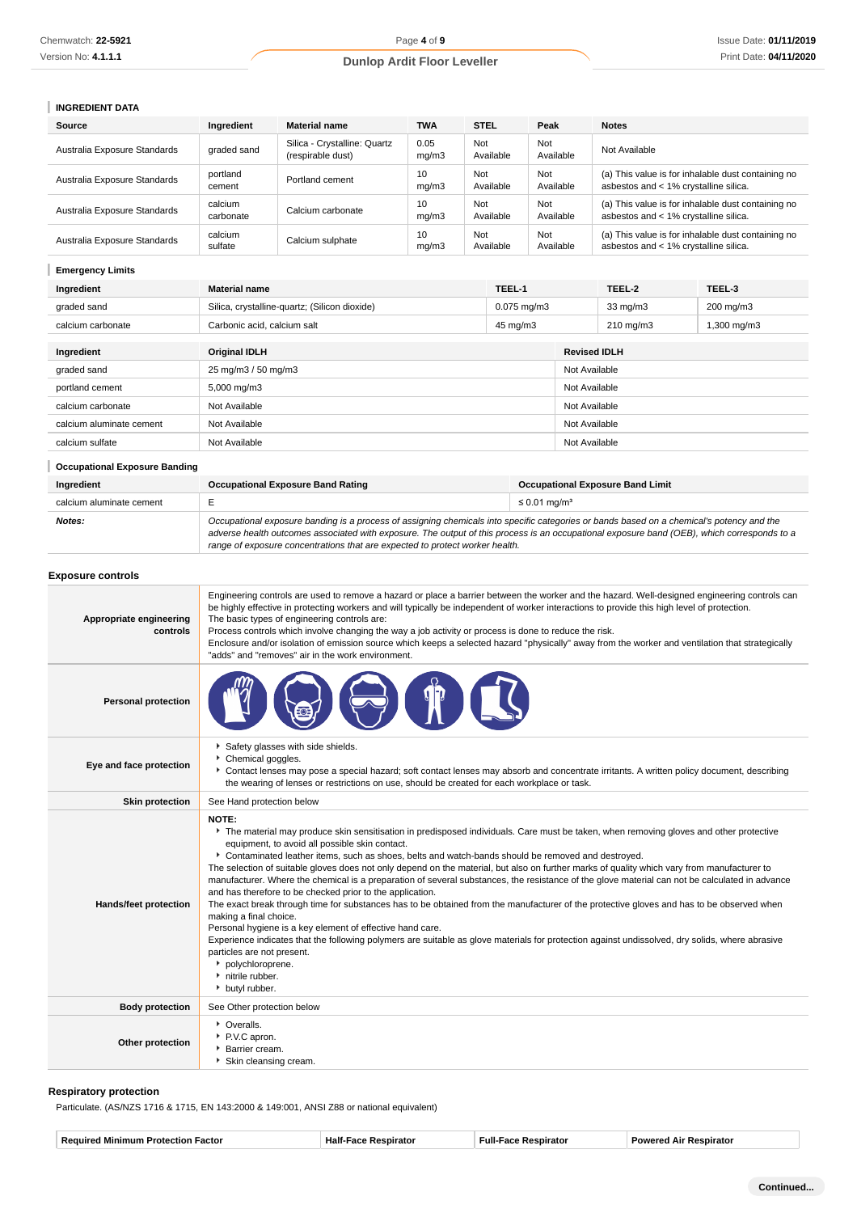### INGREDIENT DATA

| Source | Ingredient | Material name | TWA | STEL | Peak | Notes |
|---|---|---|---|---|---|---|
| Australia Exposure Standards | graded sand | Silica - Crystalline: Quartz (respirable dust) | 0.05 mg/m3 | Not Available | Not Available | Not Available |
| Australia Exposure Standards | portland cement | Portland cement | 10 mg/m3 | Not Available | Not Available | (a) This value is for inhalable dust containing no asbestos and < 1% crystalline silica. |
| Australia Exposure Standards | calcium carbonate | Calcium carbonate | 10 mg/m3 | Not Available | Not Available | (a) This value is for inhalable dust containing no asbestos and < 1% crystalline silica. |
| Australia Exposure Standards | calcium sulfate | Calcium sulphate | 10 mg/m3 | Not Available | Not Available | (a) This value is for inhalable dust containing no asbestos and < 1% crystalline silica. |

### Emergency Limits

| Ingredient | Material name | TEEL-1 | TEEL-2 | TEEL-3 |
|---|---|---|---|---|
| graded sand | Silica, crystalline-quartz; (Silicon dioxide) | 0.075 mg/m3 | 33 mg/m3 | 200 mg/m3 |
| calcium carbonate | Carbonic acid, calcium salt | 45 mg/m3 | 210 mg/m3 | 1,300 mg/m3 |

| Ingredient | Original IDLH | Revised IDLH |
|---|---|---|
| graded sand | 25 mg/m3 / 50 mg/m3 | Not Available |
| portland cement | 5,000 mg/m3 | Not Available |
| calcium carbonate | Not Available | Not Available |
| calcium aluminate cement | Not Available | Not Available |
| calcium sulfate | Not Available | Not Available |

### Occupational Exposure Banding

| Ingredient | Occupational Exposure Band Rating | Occupational Exposure Band Limit |
|---|---|---|
| calcium aluminate cement | E | ≤ 0.01 mg/m³ |
| ***Notes:*** | *Occupational exposure banding is a process of assigning chemicals into specific categories or bands based on a chemical's potency and the adverse health outcomes associated with exposure. The output of this process is an occupational exposure band (OEB), which corresponds to a range of exposure concentrations that are expected to protect worker health.* | |

### Exposure controls

| | |
|---|---|
| **Appropriate engineering controls** | Engineering controls are used to remove a hazard or place a barrier between the worker and the hazard. Well-designed engineering controls can be highly effective in protecting workers and will typically be independent of worker interactions to provide this high level of protection.<br>The basic types of engineering controls are:<br>Process controls which involve changing the way a job activity or process is done to reduce the risk.<br>Enclosure and/or isolation of emission source which keeps a selected hazard "physically" away from the worker and ventilation that strategically "adds" and "removes" air in the work environment. |
| **Personal protection** | |
| **Eye and face protection** | ‣ Safety glasses with side shields.<br>‣ Chemical goggles.<br>‣ Contact lenses may pose a special hazard; soft contact lenses may absorb and concentrate irritants. A written policy document, describing the wearing of lenses or restrictions on use, should be created for each workplace or task. |
| **Skin protection** | See Hand protection below |
| **Hands/feet protection** | **NOTE:**<br>‣ The material may produce skin sensitisation in predisposed individuals. Care must be taken, when removing gloves and other protective equipment, to avoid all possible skin contact.<br>‣ Contaminated leather items, such as shoes, belts and watch-bands should be removed and destroyed.<br>The selection of suitable gloves does not only depend on the material, but also on further marks of quality which vary from manufacturer to manufacturer. Where the chemical is a preparation of several substances, the resistance of the glove material can not be calculated in advance and has therefore to be checked prior to the application.<br>The exact break through time for substances has to be obtained from the manufacturer of the protective gloves and has to be observed when making a final choice.<br>Personal hygiene is a key element of effective hand care.<br>Experience indicates that the following polymers are suitable as glove materials for protection against undissolved, dry solids, where abrasive particles are not present.<br>‣ polychloroprene.<br>‣ nitrile rubber.<br>‣ butyl rubber. |
| **Body protection** | See Other protection below |
| **Other protection** | ‣ Overalls.<br>‣ P.V.C apron.<br>‣ Barrier cream.<br>‣ Skin cleansing cream. |

### Respiratory protection

Particulate. (AS/NZS 1716 & 1715, EN 143:2000 & 149:001, ANSI Z88 or national equivalent)

| Required Minimum Protection Factor | Half-Face Respirator | Full-Face Respirator | Powered Air Respirator |
|---|---|---|---|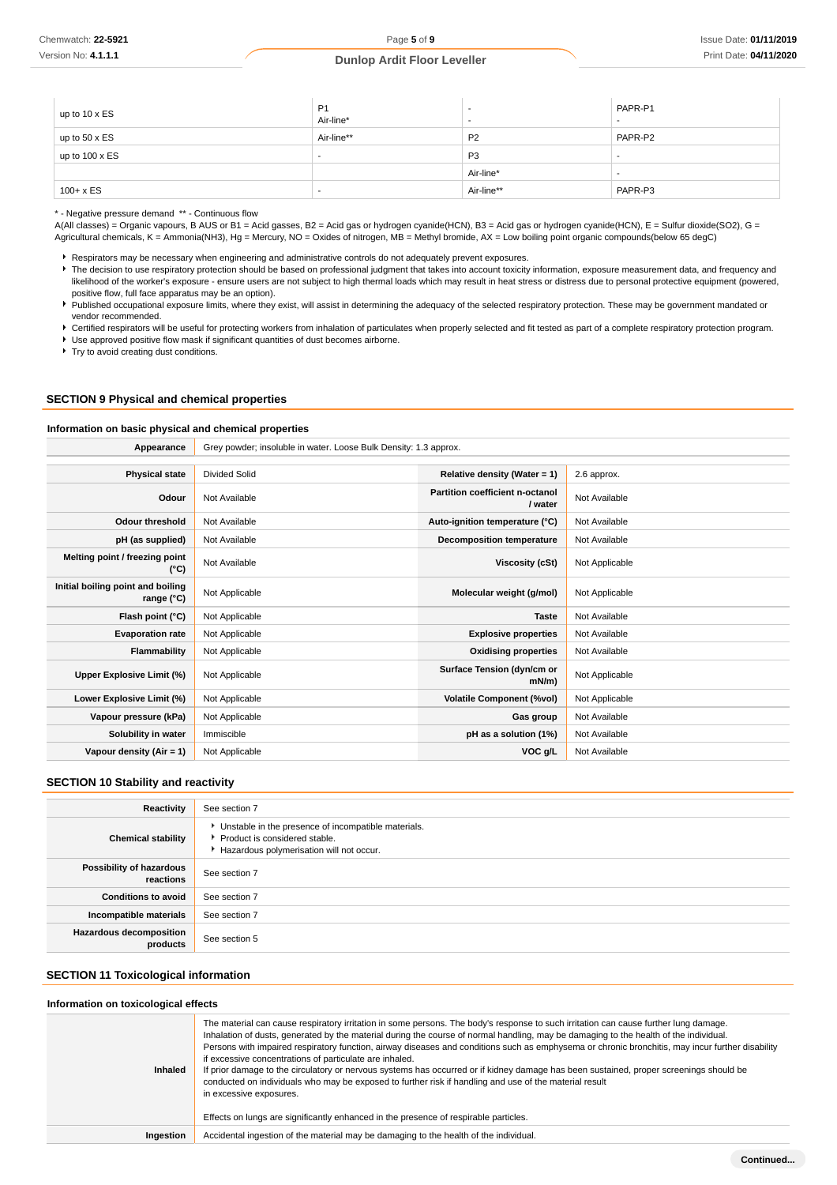| | | | |
|---|---|---|---|
| up to 10 x ES | P1<br>Air-line* | -<br>- | PAPR-P1<br>- |
| up to 50 x ES | Air-line** | P2 | PAPR-P2 |
| up to 100 x ES | - | P3 | - |
| | | Air-line* | - |
| 100+ x ES | - | Air-line** | PAPR-P3 |

\* - Negative pressure demand  ** - Continuous flow
A(All classes) = Organic vapours, B AUS or B1 = Acid gasses, B2 = Acid gas or hydrogen cyanide(HCN), B3 = Acid gas or hydrogen cyanide(HCN), E = Sulfur dioxide($SO_2$), G = Agricultural chemicals, K = Ammonia($NH_3$), Hg = Mercury, NO = Oxides of nitrogen, MB = Methyl bromide, AX = Low boiling point organic compounds(below 65 degC)

- Respirators may be necessary when engineering and administrative controls do not adequately prevent exposures.
- The decision to use respiratory protection should be based on professional judgment that takes into account toxicity information, exposure measurement data, and frequency and likelihood of the worker's exposure - ensure users are not subject to high thermal loads which may result in heat stress or distress due to personal protective equipment (powered, positive flow, full face apparatus may be an option).
- Published occupational exposure limits, where they exist, will assist in determining the adequacy of the selected respiratory protection. These may be government mandated or vendor recommended.
- Certified respirators will be useful for protecting workers from inhalation of particulates when properly selected and fit tested as part of a complete respiratory protection program.
- Use approved positive flow mask if significant quantities of dust becomes airborne.
- Try to avoid creating dust conditions.

## SECTION 9 Physical and chemical properties

### Information on basic physical and chemical properties

| | |
|---|---|
| **Appearance** | Grey powder; insoluble in water. Loose Bulk Density: 1.3 approx. |

| | | | |
|---|---|---|---|
| **Physical state** | Divided Solid | **Relative density (Water = 1)** | 2.6 approx. |
| **Odour** | Not Available | **Partition coefficient n-octanol / water** | Not Available |
| **Odour threshold** | Not Available | **Auto-ignition temperature (°C)** | Not Available |
| **pH (as supplied)** | Not Available | **Decomposition temperature** | Not Available |
| **Melting point / freezing point (°C)** | Not Available | **Viscosity (cSt)** | Not Applicable |
| **Initial boiling point and boiling range (°C)** | Not Applicable | **Molecular weight (g/mol)** | Not Applicable |
| **Flash point (°C)** | Not Applicable | **Taste** | Not Available |
| **Evaporation rate** | Not Applicable | **Explosive properties** | Not Available |
| **Flammability** | Not Applicable | **Oxidising properties** | Not Available |
| **Upper Explosive Limit (%)** | Not Applicable | **Surface Tension (dyn/cm or mN/m)** | Not Applicable |
| **Lower Explosive Limit (%)** | Not Applicable | **Volatile Component (%vol)** | Not Applicable |
| **Vapour pressure (kPa)** | Not Applicable | **Gas group** | Not Available |
| **Solubility in water** | Immiscible | **pH as a solution (1%)** | Not Available |
| **Vapour density (Air = 1)** | Not Applicable | **VOC g/L** | Not Available |

## SECTION 10 Stability and reactivity

| | |
|---|---|
| **Reactivity** | See section 7 |
| **Chemical stability** | - Unstable in the presence of incompatible materials.<br>- Product is considered stable.<br>- Hazardous polymerisation will not occur. |
| **Possibility of hazardous reactions** | See section 7 |
| **Conditions to avoid** | See section 7 |
| **Incompatible materials** | See section 7 |
| **Hazardous decomposition products** | See section 5 |

## SECTION 11 Toxicological information

### Information on toxicological effects

| | |
|---|---|
| **Inhaled** | The material can cause respiratory irritation in some persons. The body's response to such irritation can cause further lung damage.<br>Inhalation of dusts, generated by the material during the course of normal handling, may be damaging to the health of the individual.<br>Persons with impaired respiratory function, airway diseases and conditions such as emphysema or chronic bronchitis, may incur further disability if excessive concentrations of particulate are inhaled.<br>If prior damage to the circulatory or nervous systems has occurred or if kidney damage has been sustained, proper screenings should be conducted on individuals who may be exposed to further risk if handling and use of the material result in excessive exposures.<br><br>Effects on lungs are significantly enhanced in the presence of respirable particles. |
| **Ingestion** | Accidental ingestion of the material may be damaging to the health of the individual. |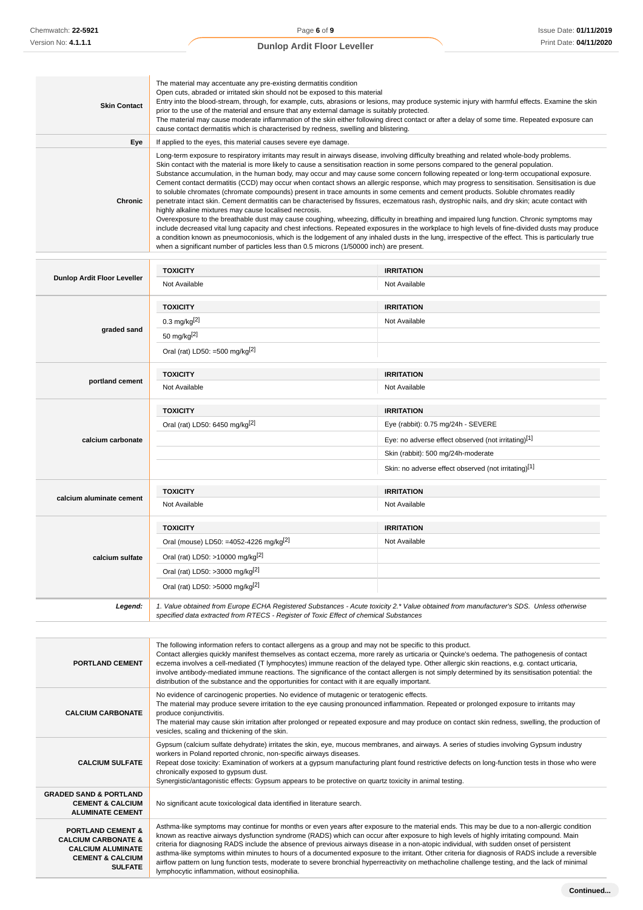| | |
|---|---|
| **Skin Contact** | The material may accentuate any pre-existing dermatitis condition<br>Open cuts, abraded or irritated skin should not be exposed to this material<br>Entry into the blood-stream, through, for example, cuts, abrasions or lesions, may produce systemic injury with harmful effects. Examine the skin prior to the use of the material and ensure that any external damage is suitably protected.<br>The material may cause moderate inflammation of the skin either following direct contact or after a delay of some time. Repeated exposure can cause contact dermatitis which is characterised by redness, swelling and blistering. |
| **Eye** | If applied to the eyes, this material causes severe eye damage. |
| **Chronic** | Long-term exposure to respiratory irritants may result in airways disease, involving difficulty breathing and related whole-body problems.<br>Skin contact with the material is more likely to cause a sensitisation reaction in some persons compared to the general population.<br>Substance accumulation, in the human body, may occur and may cause some concern following repeated or long-term occupational exposure.<br>Cement contact dermatitis (CCD) may occur when contact shows an allergic response, which may progress to sensitisation. Sensitisation is due to soluble chromates (chromate compounds) present in trace amounts in some cements and cement products. Soluble chromates readily penetrate intact skin. Cement dermatitis can be characterised by fissures, eczematous rash, dystrophic nails, and dry skin; acute contact with highly alkaline mixtures may cause localised necrosis.<br>Overexposure to the breathable dust may cause coughing, wheezing, difficulty in breathing and impaired lung function. Chronic symptoms may include decreased vital lung capacity and chest infections. Repeated exposures in the workplace to high levels of fine-divided dusts may produce a condition known as pneumoconiosis, which is the lodgement of any inhaled dusts in the lung, irrespective of the effect. This is particularly true when a significant number of particles less than 0.5 microns (1/50000 inch) are present. |

| | TOXICITY | IRRITATION |
|---|---|---|
| **Dunlop Ardit Floor Leveller** | Not Available | Not Available |
| **graded sand** | 0.3 mg/kg[2] | Not Available |
| | 50 mg/kg[2] | |
| | Oral (rat) LD50: =500 mg/kg[2] | |
| **portland cement** | Not Available | Not Available |
| **calcium carbonate** | Oral (rat) LD50: 6450 mg/kg[2] | Eye (rabbit): 0.75 mg/24h - SEVERE |
| | | Eye: no adverse effect observed (not irritating)[1] |
| | | Skin (rabbit): 500 mg/24h-moderate |
| | | Skin: no adverse effect observed (not irritating)[1] |
| **calcium aluminate cement** | Not Available | Not Available |
| **calcium sulfate** | Oral (mouse) LD50: =4052-4226 mg/kg[2] | Not Available |
| | Oral (rat) LD50: >10000 mg/kg[2] | |
| | Oral (rat) LD50: >3000 mg/kg[2] | |
| | Oral (rat) LD50: >5000 mg/kg[2] | |
| ***Legend:*** | *1. Value obtained from Europe ECHA Registered Substances - Acute toxicity 2.\* Value obtained from manufacturer's SDS. Unless otherwise specified data extracted from RTECS - Register of Toxic Effect of chemical Substances* | |

| | |
|---|---|
| **PORTLAND CEMENT** | The following information refers to contact allergens as a group and may not be specific to this product.<br>Contact allergies quickly manifest themselves as contact eczema, more rarely as urticaria or Quincke's oedema. The pathogenesis of contact eczema involves a cell-mediated (T lymphocytes) immune reaction of the delayed type. Other allergic skin reactions, e.g. contact urticaria, involve antibody-mediated immune reactions. The significance of the contact allergen is not simply determined by its sensitisation potential: the distribution of the substance and the opportunities for contact with it are equally important. |
| **CALCIUM CARBONATE** | No evidence of carcinogenic properties. No evidence of mutagenic or teratogenic effects.<br>The material may produce severe irritation to the eye causing pronounced inflammation. Repeated or prolonged exposure to irritants may produce conjunctivitis.<br>The material may cause skin irritation after prolonged or repeated exposure and may produce on contact skin redness, swelling, the production of vesicles, scaling and thickening of the skin. |
| **CALCIUM SULFATE** | Gypsum (calcium sulfate dehydrate) irritates the skin, eye, mucous membranes, and airways. A series of studies involving Gypsum industry workers in Poland reported chronic, non-specific airways diseases.<br>Repeat dose toxicity: Examination of workers at a gypsum manufacturing plant found restrictive defects on long-function tests in those who were chronically exposed to gypsum dust.<br>Synergistic/antagonistic effects: Gypsum appears to be protective on quartz toxicity in animal testing. |
| **GRADED SAND & PORTLAND CEMENT & CALCIUM ALUMINATE CEMENT** | No significant acute toxicological data identified in literature search. |
| **PORTLAND CEMENT & CALCIUM CARBONATE & CALCIUM ALUMINATE CEMENT & CALCIUM SULFATE** | Asthma-like symptoms may continue for months or even years after exposure to the material ends. This may be due to a non-allergic condition known as reactive airways dysfunction syndrome (RADS) which can occur after exposure to high levels of highly irritating compound. Main criteria for diagnosing RADS include the absence of previous airways disease in a non-atopic individual, with sudden onset of persistent asthma-like symptoms within minutes to hours of a documented exposure to the irritant. Other criteria for diagnosis of RADS include a reversible airflow pattern on lung function tests, moderate to severe bronchial hyperreactivity on methacholine challenge testing, and the lack of minimal lymphocytic inflammation, without eosinophilia. |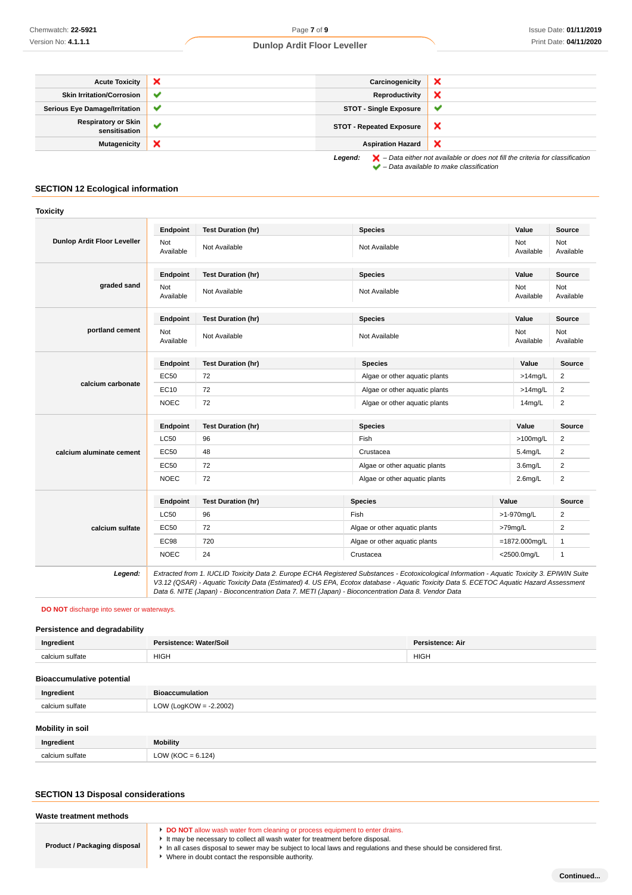| Acute Toxicity | ❌ | Carcinogenicity | ❌ |
|---|---|---|---|
| Skin Irritation/Corrosion | ✔ | Reproductivity | ❌ |
| Serious Eye Damage/Irritation | ✔ | STOT - Single Exposure | ✔ |
| Respiratory or Skin sensitisation | ✔ | STOT - Repeated Exposure | ❌ |
| Mutagenicity | ❌ | Aspiration Hazard | ❌ |

*Legend:* ❌ – *Data either not available or does not fill the criteria for classification*
✔ – *Data available to make classification*

## SECTION 12 Ecological information

### Toxicity

**Dunlop Ardit Floor Leveller**

| Endpoint | Test Duration (hr) | Species | Value | Source |
|---|---|---|---|---|
| Not Available | Not Available | Not Available | Not Available | Not Available |

**graded sand**

| Endpoint | Test Duration (hr) | Species | Value | Source |
|---|---|---|---|---|
| Not Available | Not Available | Not Available | Not Available | Not Available |

**portland cement**

| Endpoint | Test Duration (hr) | Species | Value | Source |
|---|---|---|---|---|
| Not Available | Not Available | Not Available | Not Available | Not Available |

**calcium carbonate**

| Endpoint | Test Duration (hr) | Species | Value | Source |
|---|---|---|---|---|
| EC50 | 72 | Algae or other aquatic plants | >14mg/L | 2 |
| EC10 | 72 | Algae or other aquatic plants | >14mg/L | 2 |
| NOEC | 72 | Algae or other aquatic plants | 14mg/L | 2 |

**calcium aluminate cement**

| Endpoint | Test Duration (hr) | Species | Value | Source |
|---|---|---|---|---|
| LC50 | 96 | Fish | >100mg/L | 2 |
| EC50 | 48 | Crustacea | 5.4mg/L | 2 |
| EC50 | 72 | Algae or other aquatic plants | 3.6mg/L | 2 |
| NOEC | 72 | Algae or other aquatic plants | 2.6mg/L | 2 |

**calcium sulfate**

| Endpoint | Test Duration (hr) | Species | Value | Source |
|---|---|---|---|---|
| LC50 | 96 | Fish | >1-970mg/L | 2 |
| EC50 | 72 | Algae or other aquatic plants | >79mg/L | 2 |
| EC98 | 720 | Algae or other aquatic plants | =1872.000mg/L | 1 |
| NOEC | 24 | Crustacea | <2500.0mg/L | 1 |

***Legend:*** *Extracted from 1. IUCLID Toxicity Data 2. Europe ECHA Registered Substances - Ecotoxicological Information - Aquatic Toxicity 3. EPIWIN Suite V3.12 (QSAR) - Aquatic Toxicity Data (Estimated) 4. US EPA, Ecotox database - Aquatic Toxicity Data 5. ECETOC Aquatic Hazard Assessment Data 6. NITE (Japan) - Bioconcentration Data 7. METI (Japan) - Bioconcentration Data 8. Vendor Data*

**DO NOT** discharge into sewer or waterways.

### Persistence and degradability

| Ingredient | Persistence: Water/Soil | Persistence: Air |
|---|---|---|
| calcium sulfate | HIGH | HIGH |

### Bioaccumulative potential

| Ingredient | Bioaccumulation |
|---|---|
| calcium sulfate | LOW (LogKOW = -2.2002) |

### Mobility in soil

| Ingredient | Mobility |
|---|---|
| calcium sulfate | LOW (KOC = 6.124) |

## SECTION 13 Disposal considerations

### Waste treatment methods

**Product / Packaging disposal**

- **DO NOT** allow wash water from cleaning or process equipment to enter drains.
- It may be necessary to collect all wash water for treatment before disposal.
- In all cases disposal to sewer may be subject to local laws and regulations and these should be considered first.
- Where in doubt contact the responsible authority.

**Continued...**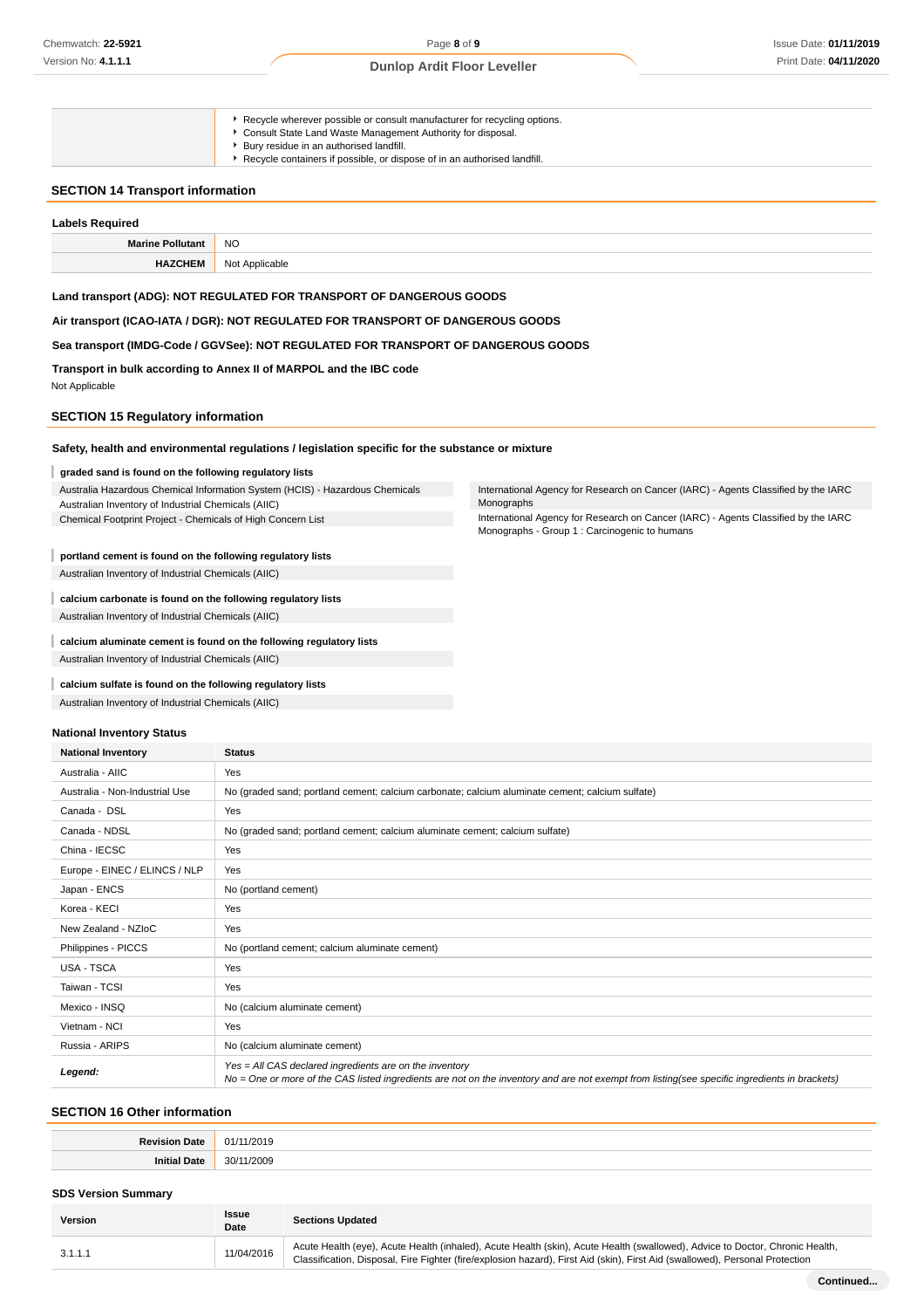| | |
|---|---|
| | - Recycle wherever possible or consult manufacturer for recycling options.<br>- Consult State Land Waste Management Authority for disposal.<br>- Bury residue in an authorised landfill.<br>- Recycle containers if possible, or dispose of in an authorised landfill. |

## SECTION 14 Transport information

### Labels Required

| | |
|---|---|
| **Marine Pollutant** | NO |
| **HAZCHEM** | Not Applicable |

**Land transport (ADG): NOT REGULATED FOR TRANSPORT OF DANGEROUS GOODS**

**Air transport (ICAO-IATA / DGR): NOT REGULATED FOR TRANSPORT OF DANGEROUS GOODS**

**Sea transport (IMDG-Code / GGVSee): NOT REGULATED FOR TRANSPORT OF DANGEROUS GOODS**

**Transport in bulk according to Annex II of MARPOL and the IBC code**

Not Applicable

## SECTION 15 Regulatory information

### Safety, health and environmental regulations / legislation specific for the substance or mixture

**graded sand is found on the following regulatory lists**

| | |
|---|---|
| Australia Hazardous Chemical Information System (HCIS) - Hazardous Chemicals | International Agency for Research on Cancer (IARC) - Agents Classified by the IARC Monographs |
| Australian Inventory of Industrial Chemicals (AIIC) | International Agency for Research on Cancer (IARC) - Agents Classified by the IARC Monographs - Group 1 : Carcinogenic to humans |
| Chemical Footprint Project - Chemicals of High Concern List | |

**portland cement is found on the following regulatory lists**

Australian Inventory of Industrial Chemicals (AIIC)

**calcium carbonate is found on the following regulatory lists**

Australian Inventory of Industrial Chemicals (AIIC)

**calcium aluminate cement is found on the following regulatory lists**

Australian Inventory of Industrial Chemicals (AIIC)

**calcium sulfate is found on the following regulatory lists**

Australian Inventory of Industrial Chemicals (AIIC)

### National Inventory Status

| National Inventory | Status |
|---|---|
| Australia - AIIC | Yes |
| Australia - Non-Industrial Use | No (graded sand; portland cement; calcium carbonate; calcium aluminate cement; calcium sulfate) |
| Canada - DSL | Yes |
| Canada - NDSL | No (graded sand; portland cement; calcium aluminate cement; calcium sulfate) |
| China - IECSC | Yes |
| Europe - EINEC / ELINCS / NLP | Yes |
| Japan - ENCS | No (portland cement) |
| Korea - KECI | Yes |
| New Zealand - NZIoC | Yes |
| Philippines - PICCS | No (portland cement; calcium aluminate cement) |
| USA - TSCA | Yes |
| Taiwan - TCSI | Yes |
| Mexico - INSQ | No (calcium aluminate cement) |
| Vietnam - NCI | Yes |
| Russia - ARIPS | No (calcium aluminate cement) |
| ***Legend:*** | *Yes = All CAS declared ingredients are on the inventory*<br>*No = One or more of the CAS listed ingredients are not on the inventory and are not exempt from listing(see specific ingredients in brackets)* |

## SECTION 16 Other information

| | |
|---|---|
| **Revision Date** | 01/11/2019 |
| **Initial Date** | 30/11/2009 |

### SDS Version Summary

| Version | Issue Date | Sections Updated |
|---|---|---|
| 3.1.1.1 | 11/04/2016 | Acute Health (eye), Acute Health (inhaled), Acute Health (skin), Acute Health (swallowed), Advice to Doctor, Chronic Health, Classification, Disposal, Fire Fighter (fire/explosion hazard), First Aid (skin), First Aid (swallowed), Personal Protection |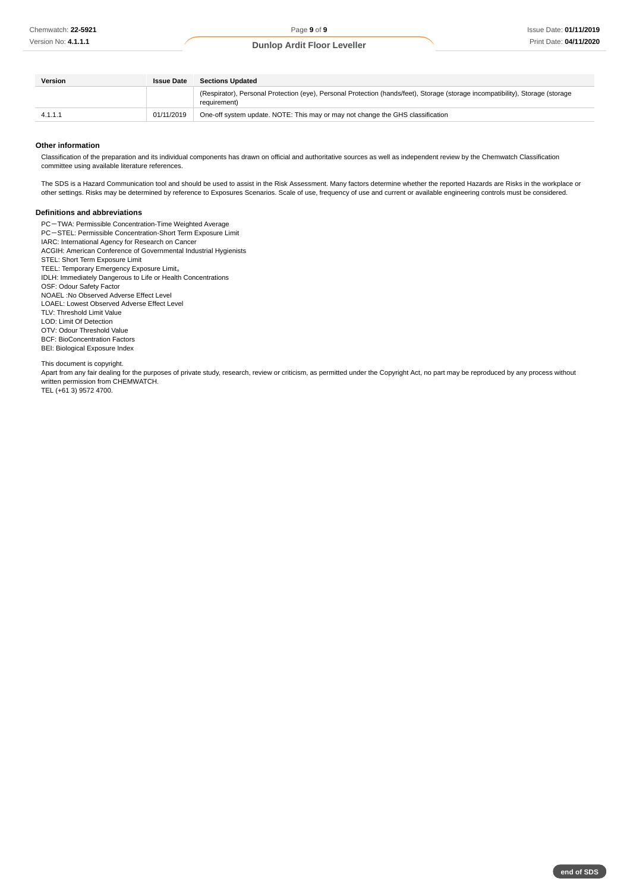| Version | Issue Date | Sections Updated |
|---|---|---|
| | | (Respirator), Personal Protection (eye), Personal Protection (hands/feet), Storage (storage incompatibility), Storage (storage requirement) |
| 4.1.1.1 | 01/11/2019 | One-off system update. NOTE: This may or may not change the GHS classification |

### Other information

Classification of the preparation and its individual components has drawn on official and authoritative sources as well as independent review by the Chemwatch Classification committee using available literature references.

The SDS is a Hazard Communication tool and should be used to assist in the Risk Assessment. Many factors determine whether the reported Hazards are Risks in the workplace or other settings. Risks may be determined by reference to Exposures Scenarios. Scale of use, frequency of use and current or available engineering controls must be considered.

### Definitions and abbreviations

PC－TWA: Permissible Concentration-Time Weighted Average
PC－STEL: Permissible Concentration-Short Term Exposure Limit
IARC: International Agency for Research on Cancer
ACGIH: American Conference of Governmental Industrial Hygienists
STEL: Short Term Exposure Limit
TEEL: Temporary Emergency Exposure Limit。
IDLH: Immediately Dangerous to Life or Health Concentrations
OSF: Odour Safety Factor
NOAEL :No Observed Adverse Effect Level
LOAEL: Lowest Observed Adverse Effect Level
TLV: Threshold Limit Value
LOD: Limit Of Detection
OTV: Odour Threshold Value
BCF: BioConcentration Factors
BEI: Biological Exposure Index

This document is copyright.
Apart from any fair dealing for the purposes of private study, research, review or criticism, as permitted under the Copyright Act, no part may be reproduced by any process without written permission from CHEMWATCH.
TEL (+61 3) 9572 4700.

end of SDS